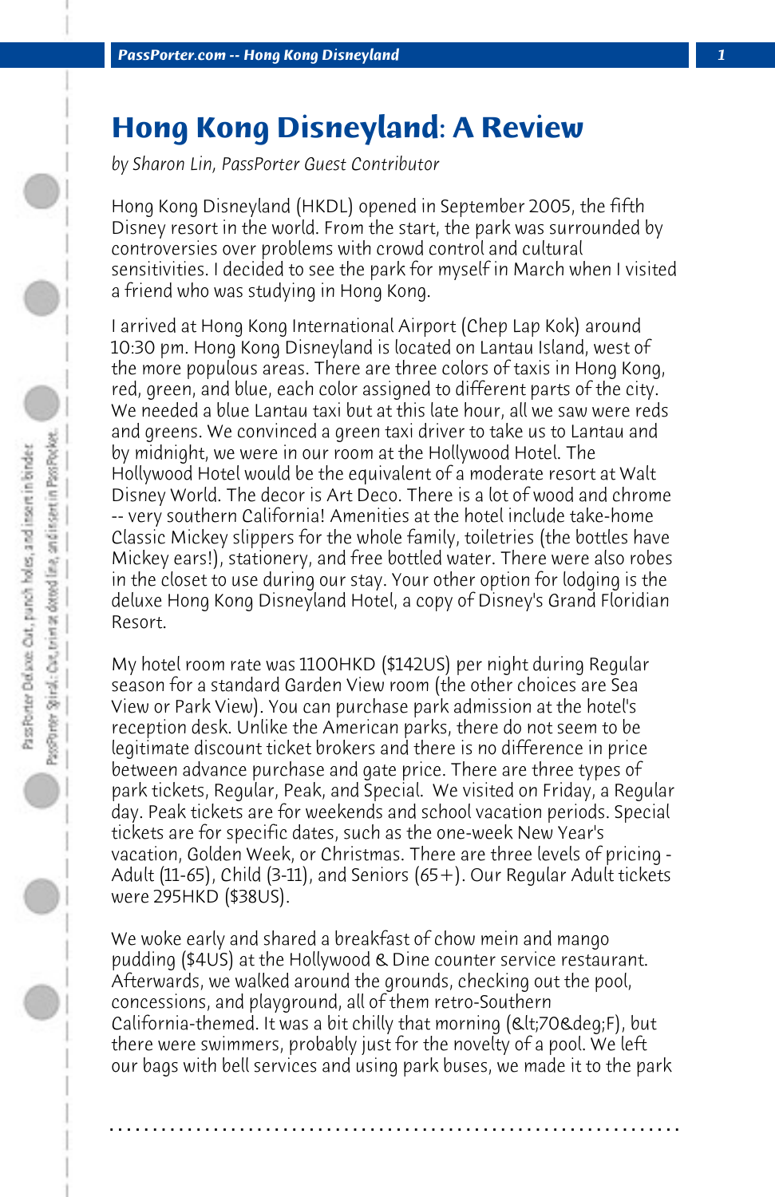# Hong Kong Disneyland: A Review

*by Sharon Lin, PassPorter Guest Contributor*

Hong Kong Disneyland (HKDL) opened in September 2005, the fifth Disney resort in the world. From the start, the park was surrounded by controversies over problems with crowd control and cultural sensitivities. I decided to see the park for myself in March when I visited a friend who was studying in Hong Kong.

I arrived at Hong Kong International Airport (Chep Lap Kok) around 10:30 pm. Hong Kong Disneyland is located on Lantau Island, west of the more populous areas. There are three colors of taxis in Hong Kong, red, green, and blue, each color assigned to different parts of the city. We needed a blue Lantau taxi but at this late hour, all we saw were reds and greens. We convinced a green taxi driver to take us to Lantau and by midnight, we were in our room at the Hollywood Hotel. The Hollywood Hotel would be the equivalent of a moderate resort at Walt Disney World. The decor is Art Deco. There is a lot of wood and chrome -- very southern California! Amenities at the hotel include take-home Classic Mickey slippers for the whole family, toiletries (the bottles have Mickey ears!), stationery, and free bottled water. There were also robes in the closet to use during our stay. Your other option for lodging is the deluxe Hong Kong Disneyland Hotel, a copy of Disney's Grand Floridian Resort.

My hotel room rate was 1100HKD ($142US) per night during Regular season for a standard Garden View room (the other choices are Sea View or Park View). You can purchase park admission at the hotel's reception desk. Unlike the American parks, there do not seem to be legitimate discount ticket brokers and there is no difference in price between advance purchase and gate price. There are three types of park tickets, Regular, Peak, and Special. We visited on Friday, a Regular day. Peak tickets are for weekends and school vacation periods. Special tickets are for specific dates, such as the one-week New Year's vacation, Golden Week, or Christmas. There are three levels of pricing - Adult (11-65), Child (3-11), and Seniors (65+). Our Regular Adult tickets were 295HKD ($38US).

We woke early and shared a breakfast of chow mein and mango pudding ($4US) at the Hollywood & Dine counter service restaurant. Afterwards, we walked around the grounds, checking out the pool, concessions, and playground, all of them retro-Southern California-themed. It was a bit chilly that morning (&lt;70&deg;F), but there were swimmers, probably just for the novelty of a pool. We left our bags with bell services and using park buses, we made it to the park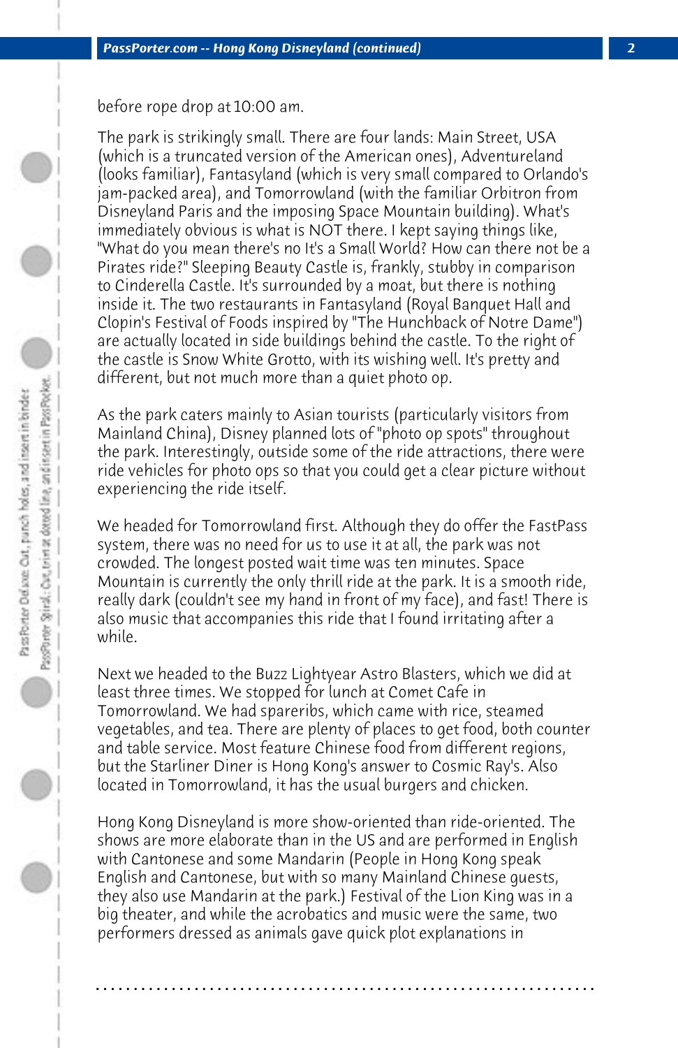before rope drop at 10:00 am.

The park is strikingly small. There are four lands: Main Street, USA (which is a truncated version of the American ones), Adventureland (looks familiar), Fantasyland (which is very small compared to Orlando's jam-packed area), and Tomorrowland (with the familiar Orbitron from Disneyland Paris and the imposing Space Mountain building). What's immediately obvious is what is NOT there. I kept saying things like, "What do you mean there's no It's a Small World? How can there not be a Pirates ride?" Sleeping Beauty Castle is, frankly, stubby in comparison to Cinderella Castle. It's surrounded by a moat, but there is nothing inside it. The two restaurants in Fantasyland (Royal Banquet Hall and Clopin's Festival of Foods inspired by "The Hunchback of Notre Dame") are actually located in side buildings behind the castle. To the right of the castle is Snow White Grotto, with its wishing well. It's pretty and different, but not much more than a quiet photo op.

As the park caters mainly to Asian tourists (particularly visitors from Mainland China), Disney planned lots of "photo op spots" throughout the park. Interestingly, outside some of the ride attractions, there were ride vehicles for photo ops so that you could get a clear picture without experiencing the ride itself.

We headed for Tomorrowland first. Although they do offer the FastPass system, there was no need for us to use it at all, the park was not crowded. The longest posted wait time was ten minutes. Space Mountain is currently the only thrill ride at the park. It is a smooth ride, really dark (couldn't see my hand in front of my face), and fast! There is also music that accompanies this ride that I found irritating after a while.

Next we headed to the Buzz Lightyear Astro Blasters, which we did at least three times. We stopped for lunch at Comet Cafe in Tomorrowland. We had spareribs, which came with rice, steamed vegetables, and tea. There are plenty of places to get food, both counter and table service. Most feature Chinese food from different regions, but the Starliner Diner is Hong Kong's answer to Cosmic Ray's. Also located in Tomorrowland, it has the usual burgers and chicken.

Hong Kong Disneyland is more show-oriented than ride-oriented. The shows are more elaborate than in the US and are performed in English with Cantonese and some Mandarin (People in Hong Kong speak English and Cantonese, but with so many Mainland Chinese guests, they also use Mandarin at the park.) Festival of the Lion King was in a big theater, and while the acrobatics and music were the same, two performers dressed as animals gave quick plot explanations in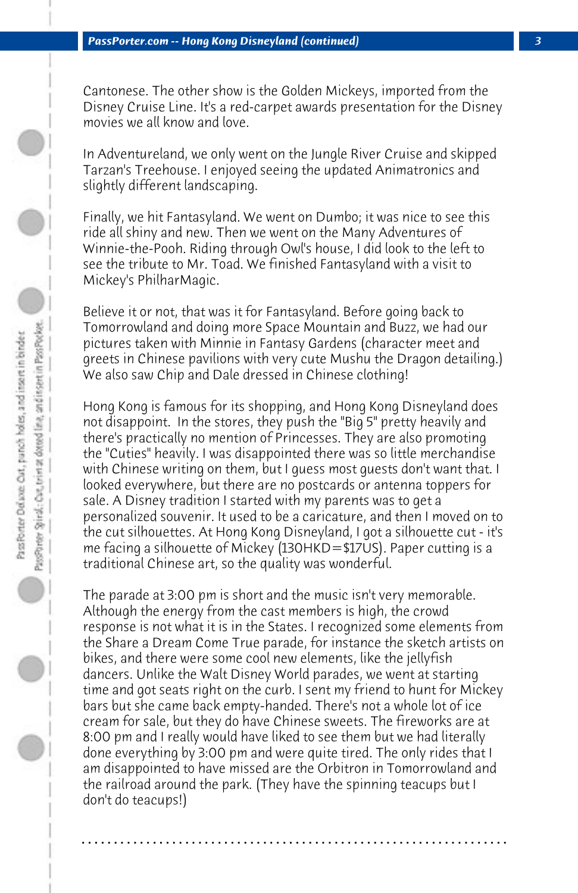Cantonese. The other show is the Golden Mickeys, imported from the Disney Cruise Line. It's a red-carpet awards presentation for the Disney movies we all know and love.

In Adventureland, we only went on the Jungle River Cruise and skipped Tarzan's Treehouse. I enjoyed seeing the updated Animatronics and slightly different landscaping.

Finally, we hit Fantasyland. We went on Dumbo; it was nice to see this ride all shiny and new. Then we went on the Many Adventures of Winnie-the-Pooh. Riding through Owl's house, I did look to the left to see the tribute to Mr. Toad. We finished Fantasyland with a visit to Mickey's PhilharMagic.

Believe it or not, that was it for Fantasyland. Before going back to Tomorrowland and doing more Space Mountain and Buzz, we had our pictures taken with Minnie in Fantasy Gardens (character meet and greets in Chinese pavilions with very cute Mushu the Dragon detailing.) We also saw Chip and Dale dressed in Chinese clothing!

Hong Kong is famous for its shopping, and Hong Kong Disneyland does not disappoint. In the stores, they push the "Big 5" pretty heavily and there's practically no mention of Princesses. They are also promoting the "Cuties" heavily. I was disappointed there was so little merchandise with Chinese writing on them, but I guess most guests don't want that. I looked everywhere, but there are no postcards or antenna toppers for sale. A Disney tradition I started with my parents was to get a personalized souvenir. It used to be a caricature, and then I moved on to the cut silhouettes. At Hong Kong Disneyland, I got a silhouette cut - it's me facing a silhouette of Mickey (130HKD=$17US). Paper cutting is a traditional Chinese art, so the quality was wonderful.

The parade at 3:00 pm is short and the music isn't very memorable. Although the energy from the cast members is high, the crowd response is not what it is in the States. I recognized some elements from the Share a Dream Come True parade, for instance the sketch artists on bikes, and there were some cool new elements, like the jellyfish dancers. Unlike the Walt Disney World parades, we went at starting time and got seats right on the curb. I sent my friend to hunt for Mickey bars but she came back empty-handed. There's not a whole lot of ice cream for sale, but they do have Chinese sweets. The fireworks are at 8:00 pm and I really would have liked to see them but we had literally done everything by 3:00 pm and were quite tired. The only rides that I am disappointed to have missed are the Orbitron in Tomorrowland and the railroad around the park. (They have the spinning teacups but I don't do teacups!)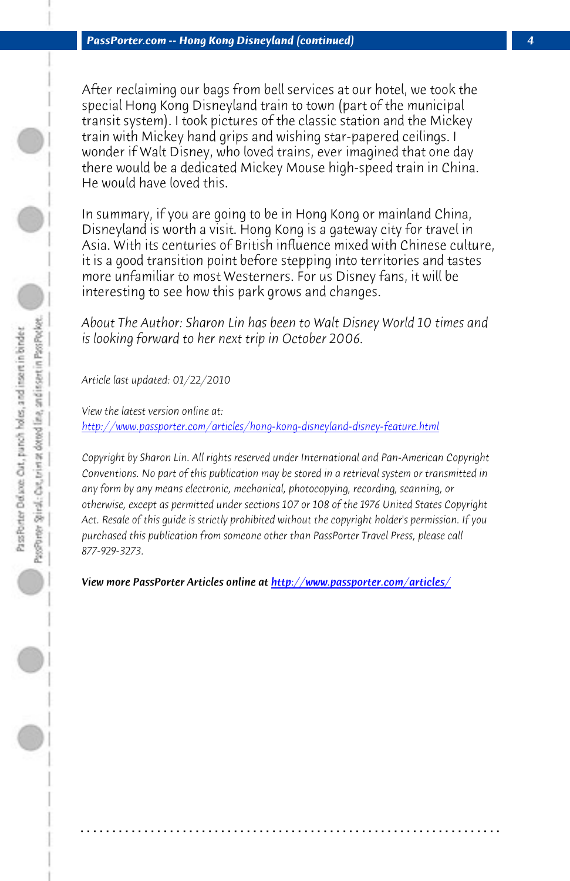After reclaiming our bags from bell services at our hotel, we took the special Hong Kong Disneyland train to town (part of the municipal transit system). I took pictures of the classic station and the Mickey train with Mickey hand grips and wishing star-papered ceilings. I wonder if Walt Disney, who loved trains, ever imagined that one day there would be a dedicated Mickey Mouse high-speed train in China. He would have loved this.

In summary, if you are going to be in Hong Kong or mainland China, Disneyland is worth a visit. Hong Kong is a gateway city for travel in Asia. With its centuries of British influence mixed with Chinese culture, it is a good transition point before stepping into territories and tastes more unfamiliar to most Westerners. For us Disney fans, it will be interesting to see how this park grows and changes.

*About The Author: Sharon Lin has been to Walt Disney World 10 times and is looking forward to her next trip in October 2006.*

*Article last updated: 01/22/2010*

*View the latest version online at:*
*http://www.passporter.com/articles/hong-kong-disneyland-disney-feature.html*

*Copyright by Sharon Lin. All rights reserved under International and Pan-American Copyright Conventions. No part of this publication may be stored in a retrieval system or transmitted in any form by any means electronic, mechanical, photocopying, recording, scanning, or otherwise, except as permitted under sections 107 or 108 of the 1976 United States Copyright Act. Resale of this guide is strictly prohibited without the copyright holder's permission. If you purchased this publication from someone other than PassPorter Travel Press, please call 877-929-3273.*

***View more PassPorter Articles online at http://www.passporter.com/articles/***